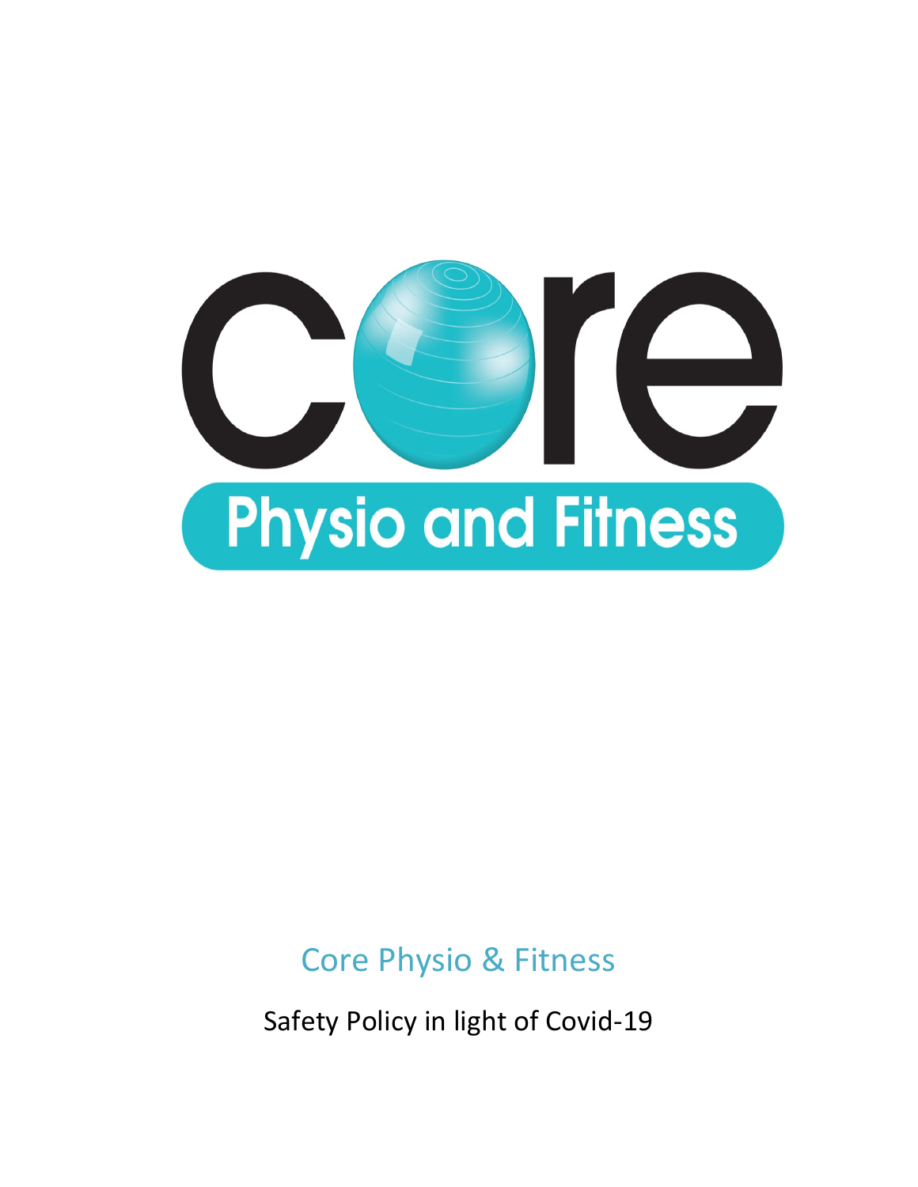# Core Physio & Fitness

Safety Policy in light of Covid-19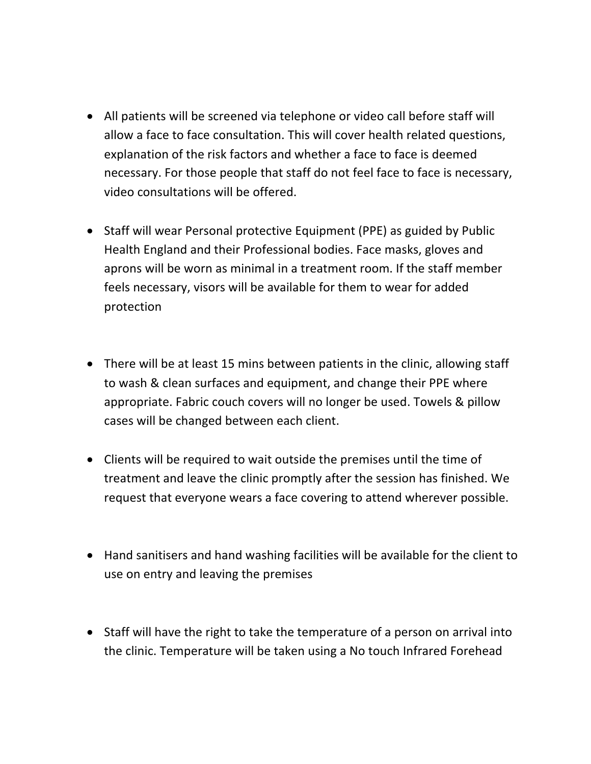- All patients will be screened via telephone or video call before staff will allow a face to face consultation. This will cover health related questions, explanation of the risk factors and whether a face to face is deemed necessary. For those people that staff do not feel face to face is necessary, video consultations will be offered.

- Staff will wear Personal protective Equipment (PPE) as guided by Public Health England and their Professional bodies. Face masks, gloves and aprons will be worn as minimal in a treatment room. If the staff member feels necessary, visors will be available for them to wear for added protection

- There will be at least 15 mins between patients in the clinic, allowing staff to wash & clean surfaces and equipment, and change their PPE where appropriate. Fabric couch covers will no longer be used. Towels & pillow cases will be changed between each client.

- Clients will be required to wait outside the premises until the time of treatment and leave the clinic promptly after the session has finished. We request that everyone wears a face covering to attend wherever possible.

- Hand sanitisers and hand washing facilities will be available for the client to use on entry and leaving the premises

- Staff will have the right to take the temperature of a person on arrival into the clinic. Temperature will be taken using a No touch Infrared Forehead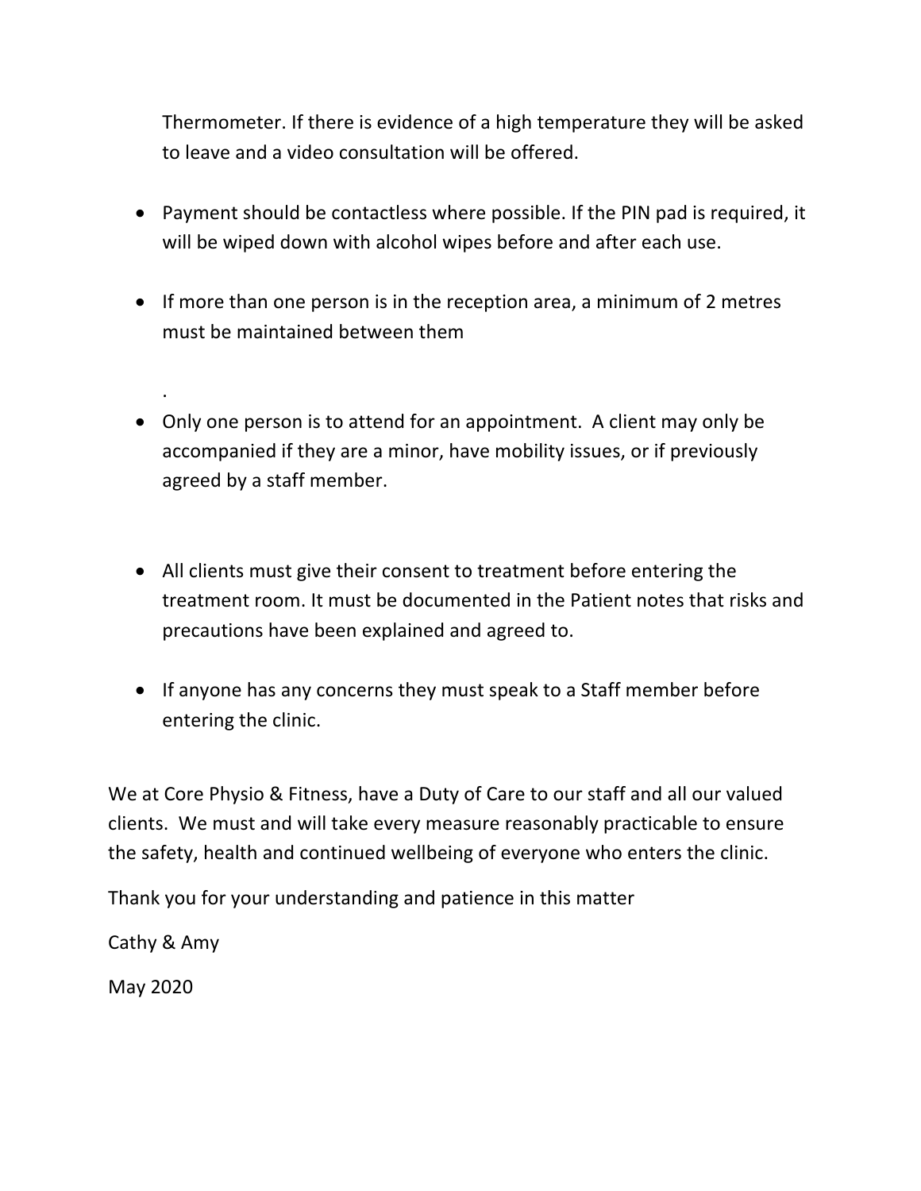Thermometer. If there is evidence of a high temperature they will be asked to leave and a video consultation will be offered.

- Payment should be contactless where possible. If the PIN pad is required, it will be wiped down with alcohol wipes before and after each use.

- If more than one person is in the reception area, a minimum of 2 metres must be maintained between them

.

- Only one person is to attend for an appointment. A client may only be accompanied if they are a minor, have mobility issues, or if previously agreed by a staff member.

- All clients must give their consent to treatment before entering the treatment room. It must be documented in the Patient notes that risks and precautions have been explained and agreed to.

- If anyone has any concerns they must speak to a Staff member before entering the clinic.

We at Core Physio & Fitness, have a Duty of Care to our staff and all our valued clients. We must and will take every measure reasonably practicable to ensure the safety, health and continued wellbeing of everyone who enters the clinic.

Thank you for your understanding and patience in this matter

Cathy & Amy

May 2020